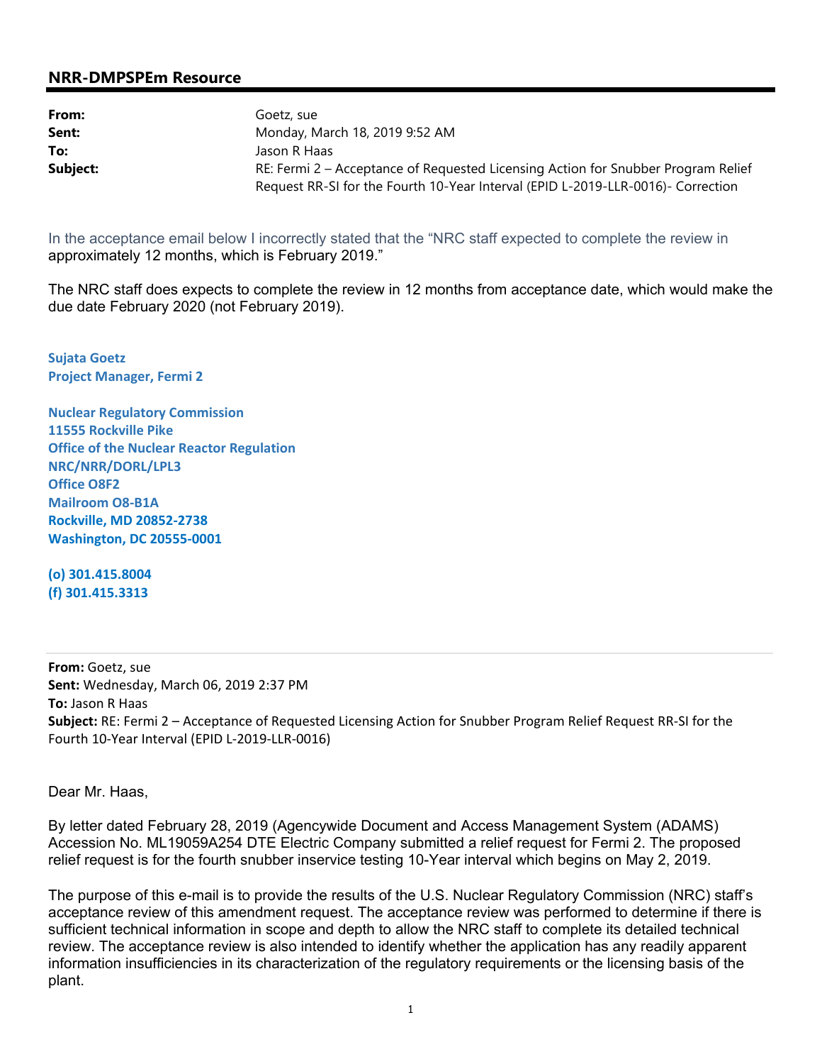## NRR-DMPSPEm Resource

**From:** Goetz, sue
**Sent:** Monday, March 18, 2019 9:52 AM
**To:** Jason R Haas
**Subject:** RE: Fermi 2 – Acceptance of Requested Licensing Action for Snubber Program Relief Request RR-SI for the Fourth 10-Year Interval (EPID L-2019-LLR-0016)- Correction

In the acceptance email below I incorrectly stated that the "NRC staff expected to complete the review in approximately 12 months, which is February 2019."

The NRC staff does expects to complete the review in 12 months from acceptance date, which would make the due date February 2020 (not February 2019).

**Sujata Goetz**
**Project Manager, Fermi 2**

**Nuclear Regulatory Commission**
**11555 Rockville Pike**
**Office of the Nuclear Reactor Regulation**
**NRC/NRR/DORL/LPL3**
**Office O8F2**
**Mailroom O8-B1A**
**Rockville, MD 20852-2738**
**Washington, DC 20555-0001**

**(o) 301.415.8004**
**(f) 301.415.3313**

---

**From:** Goetz, sue
**Sent:** Wednesday, March 06, 2019 2:37 PM
**To:** Jason R Haas
**Subject:** RE: Fermi 2 – Acceptance of Requested Licensing Action for Snubber Program Relief Request RR-SI for the Fourth 10-Year Interval (EPID L-2019-LLR-0016)

Dear Mr. Haas,

By letter dated February 28, 2019 (Agencywide Document and Access Management System (ADAMS) Accession No. ML19059A254 DTE Electric Company submitted a relief request for Fermi 2. The proposed relief request is for the fourth snubber inservice testing 10-Year interval which begins on May 2, 2019.

The purpose of this e-mail is to provide the results of the U.S. Nuclear Regulatory Commission (NRC) staff's acceptance review of this amendment request. The acceptance review was performed to determine if there is sufficient technical information in scope and depth to allow the NRC staff to complete its detailed technical review. The acceptance review is also intended to identify whether the application has any readily apparent information insufficiencies in its characterization of the regulatory requirements or the licensing basis of the plant.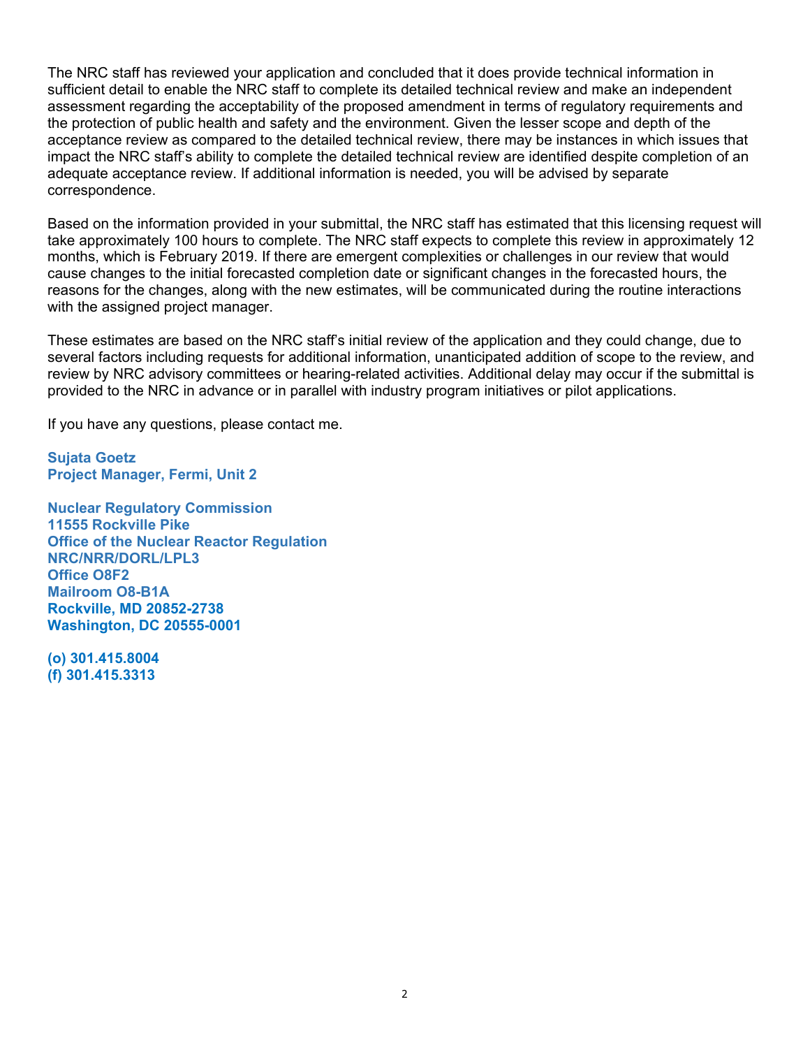The NRC staff has reviewed your application and concluded that it does provide technical information in sufficient detail to enable the NRC staff to complete its detailed technical review and make an independent assessment regarding the acceptability of the proposed amendment in terms of regulatory requirements and the protection of public health and safety and the environment. Given the lesser scope and depth of the acceptance review as compared to the detailed technical review, there may be instances in which issues that impact the NRC staff's ability to complete the detailed technical review are identified despite completion of an adequate acceptance review. If additional information is needed, you will be advised by separate correspondence.

Based on the information provided in your submittal, the NRC staff has estimated that this licensing request will take approximately 100 hours to complete. The NRC staff expects to complete this review in approximately 12 months, which is February 2019. If there are emergent complexities or challenges in our review that would cause changes to the initial forecasted completion date or significant changes in the forecasted hours, the reasons for the changes, along with the new estimates, will be communicated during the routine interactions with the assigned project manager.

These estimates are based on the NRC staff's initial review of the application and they could change, due to several factors including requests for additional information, unanticipated addition of scope to the review, and review by NRC advisory committees or hearing-related activities. Additional delay may occur if the submittal is provided to the NRC in advance or in parallel with industry program initiatives or pilot applications.

If you have any questions, please contact me.

**Sujata Goetz**
**Project Manager, Fermi, Unit 2**

**Nuclear Regulatory Commission**
**11555 Rockville Pike**
**Office of the Nuclear Reactor Regulation**
**NRC/NRR/DORL/LPL3**
**Office O8F2**
**Mailroom O8-B1A**
**Rockville, MD 20852-2738**
**Washington, DC 20555-0001**

**(o) 301.415.8004**
**(f) 301.415.3313**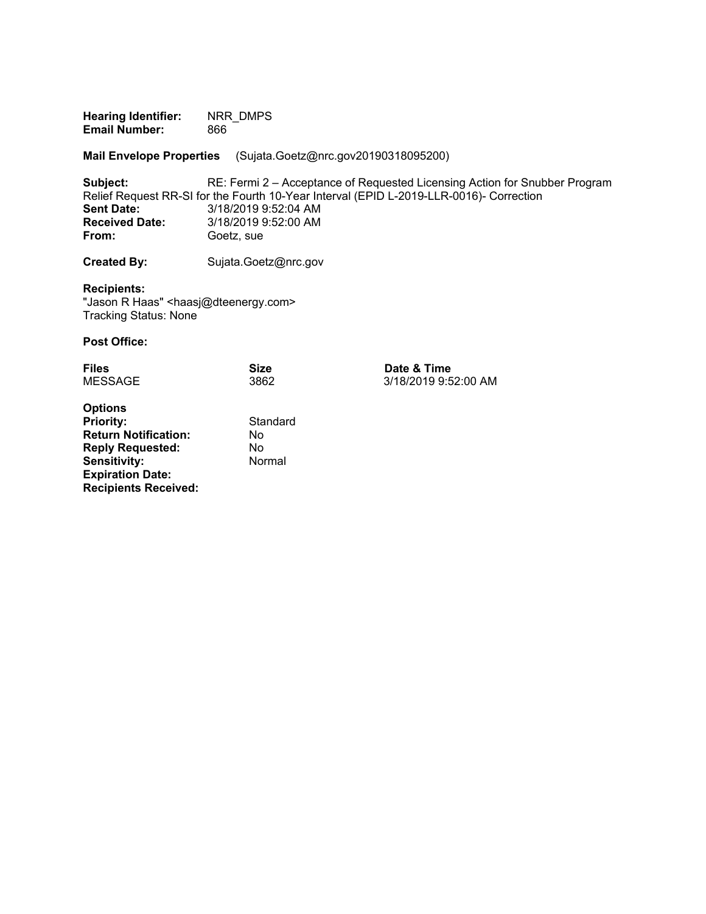**Hearing Identifier:** NRR_DMPS
**Email Number:** 866

**Mail Envelope Properties** (Sujata.Goetz@nrc.gov20190318095200)

**Subject:** RE: Fermi 2 – Acceptance of Requested Licensing Action for Snubber Program Relief Request RR-SI for the Fourth 10-Year Interval (EPID L-2019-LLR-0016)- Correction
**Sent Date:** 3/18/2019 9:52:04 AM
**Received Date:** 3/18/2019 9:52:00 AM
**From:** Goetz, sue

**Created By:** Sujata.Goetz@nrc.gov

**Recipients:**
"Jason R Haas" <haasj@dteenergy.com>
Tracking Status: None

**Post Office:**

| **Files** | **Size** | **Date & Time** |
|---|---|---|
| MESSAGE | 3862 | 3/18/2019 9:52:00 AM |

**Options**

| | |
|---|---|
| **Priority:** | Standard |
| **Return Notification:** | No |
| **Reply Requested:** | No |
| **Sensitivity:** | Normal |
| **Expiration Date:** | |
| **Recipients Received:** | |